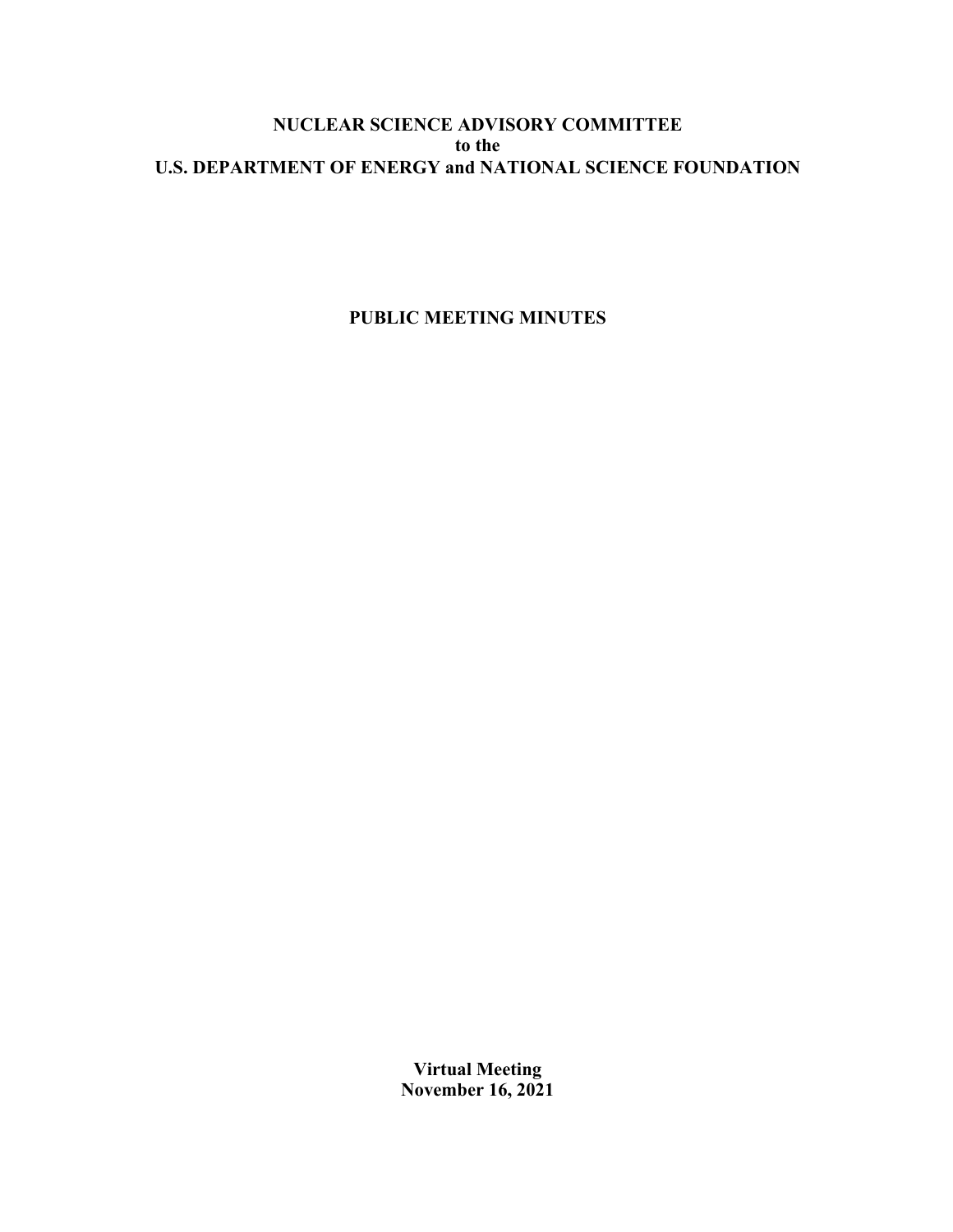**NUCLEAR SCIENCE ADVISORY COMMITTEE**
**to the**
**U.S. DEPARTMENT OF ENERGY and NATIONAL SCIENCE FOUNDATION**

**PUBLIC MEETING MINUTES**

**Virtual Meeting**
**November 16, 2021**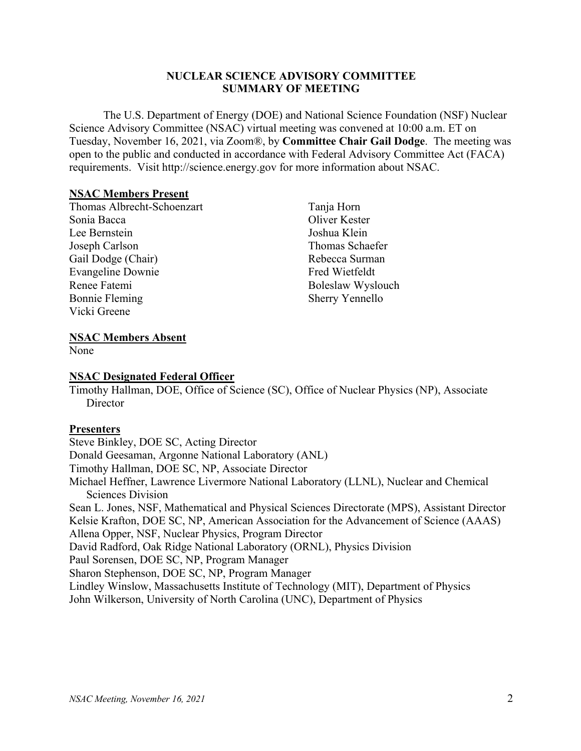**NUCLEAR SCIENCE ADVISORY COMMITTEE**
**SUMMARY OF MEETING**

The U.S. Department of Energy (DOE) and National Science Foundation (NSF) Nuclear Science Advisory Committee (NSAC) virtual meeting was convened at 10:00 a.m. ET on Tuesday, November 16, 2021, via Zoom®, by **Committee Chair Gail Dodge**. The meeting was open to the public and conducted in accordance with Federal Advisory Committee Act (FACA) requirements. Visit http://science.energy.gov for more information about NSAC.

**NSAC Members Present**

Thomas Albrecht-Schoenzart
Sonia Bacca
Lee Bernstein
Joseph Carlson
Gail Dodge (Chair)
Evangeline Downie
Renee Fatemi
Bonnie Fleming
Vicki Greene
Tanja Horn
Oliver Kester
Joshua Klein
Thomas Schaefer
Rebecca Surman
Fred Wietfeldt
Boleslaw Wyslouch
Sherry Yennello

**NSAC Members Absent**

None

**NSAC Designated Federal Officer**

Timothy Hallman, DOE, Office of Science (SC), Office of Nuclear Physics (NP), Associate Director

**Presenters**

Steve Binkley, DOE SC, Acting Director
Donald Geesaman, Argonne National Laboratory (ANL)
Timothy Hallman, DOE SC, NP, Associate Director
Michael Heffner, Lawrence Livermore National Laboratory (LLNL), Nuclear and Chemical Sciences Division
Sean L. Jones, NSF, Mathematical and Physical Sciences Directorate (MPS), Assistant Director
Kelsie Krafton, DOE SC, NP, American Association for the Advancement of Science (AAAS)
Allena Opper, NSF, Nuclear Physics, Program Director
David Radford, Oak Ridge National Laboratory (ORNL), Physics Division
Paul Sorensen, DOE SC, NP, Program Manager
Sharon Stephenson, DOE SC, NP, Program Manager
Lindley Winslow, Massachusetts Institute of Technology (MIT), Department of Physics
John Wilkerson, University of North Carolina (UNC), Department of Physics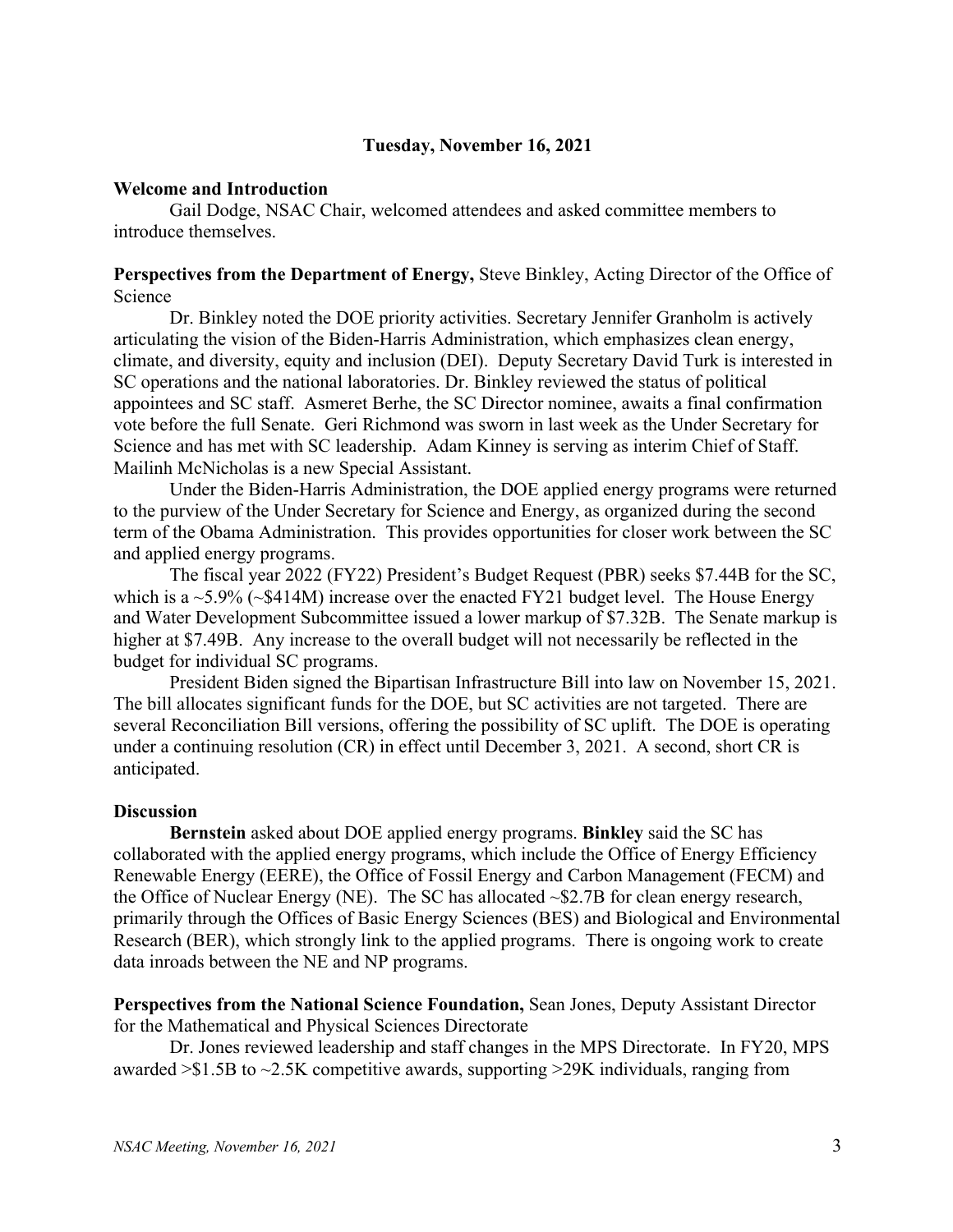**Tuesday, November 16, 2021**

**Welcome and Introduction**

Gail Dodge, NSAC Chair, welcomed attendees and asked committee members to introduce themselves.

**Perspectives from the Department of Energy,** Steve Binkley, Acting Director of the Office of Science

Dr. Binkley noted the DOE priority activities. Secretary Jennifer Granholm is actively articulating the vision of the Biden-Harris Administration, which emphasizes clean energy, climate, and diversity, equity and inclusion (DEI). Deputy Secretary David Turk is interested in SC operations and the national laboratories. Dr. Binkley reviewed the status of political appointees and SC staff. Asmeret Berhe, the SC Director nominee, awaits a final confirmation vote before the full Senate. Geri Richmond was sworn in last week as the Under Secretary for Science and has met with SC leadership. Adam Kinney is serving as interim Chief of Staff. Mailinh McNicholas is a new Special Assistant.

Under the Biden-Harris Administration, the DOE applied energy programs were returned to the purview of the Under Secretary for Science and Energy, as organized during the second term of the Obama Administration. This provides opportunities for closer work between the SC and applied energy programs.

The fiscal year 2022 (FY22) President's Budget Request (PBR) seeks $7.44B for the SC, which is a ~5.9% (~$414M) increase over the enacted FY21 budget level. The House Energy and Water Development Subcommittee issued a lower markup of $7.32B. The Senate markup is higher at $7.49B. Any increase to the overall budget will not necessarily be reflected in the budget for individual SC programs.

President Biden signed the Bipartisan Infrastructure Bill into law on November 15, 2021. The bill allocates significant funds for the DOE, but SC activities are not targeted. There are several Reconciliation Bill versions, offering the possibility of SC uplift. The DOE is operating under a continuing resolution (CR) in effect until December 3, 2021. A second, short CR is anticipated.

**Discussion**

**Bernstein** asked about DOE applied energy programs. **Binkley** said the SC has collaborated with the applied energy programs, which include the Office of Energy Efficiency Renewable Energy (EERE), the Office of Fossil Energy and Carbon Management (FECM) and the Office of Nuclear Energy (NE). The SC has allocated ~$2.7B for clean energy research, primarily through the Offices of Basic Energy Sciences (BES) and Biological and Environmental Research (BER), which strongly link to the applied programs. There is ongoing work to create data inroads between the NE and NP programs.

**Perspectives from the National Science Foundation,** Sean Jones, Deputy Assistant Director for the Mathematical and Physical Sciences Directorate

Dr. Jones reviewed leadership and staff changes in the MPS Directorate. In FY20, MPS awarded >$1.5B to ~2.5K competitive awards, supporting >29K individuals, ranging from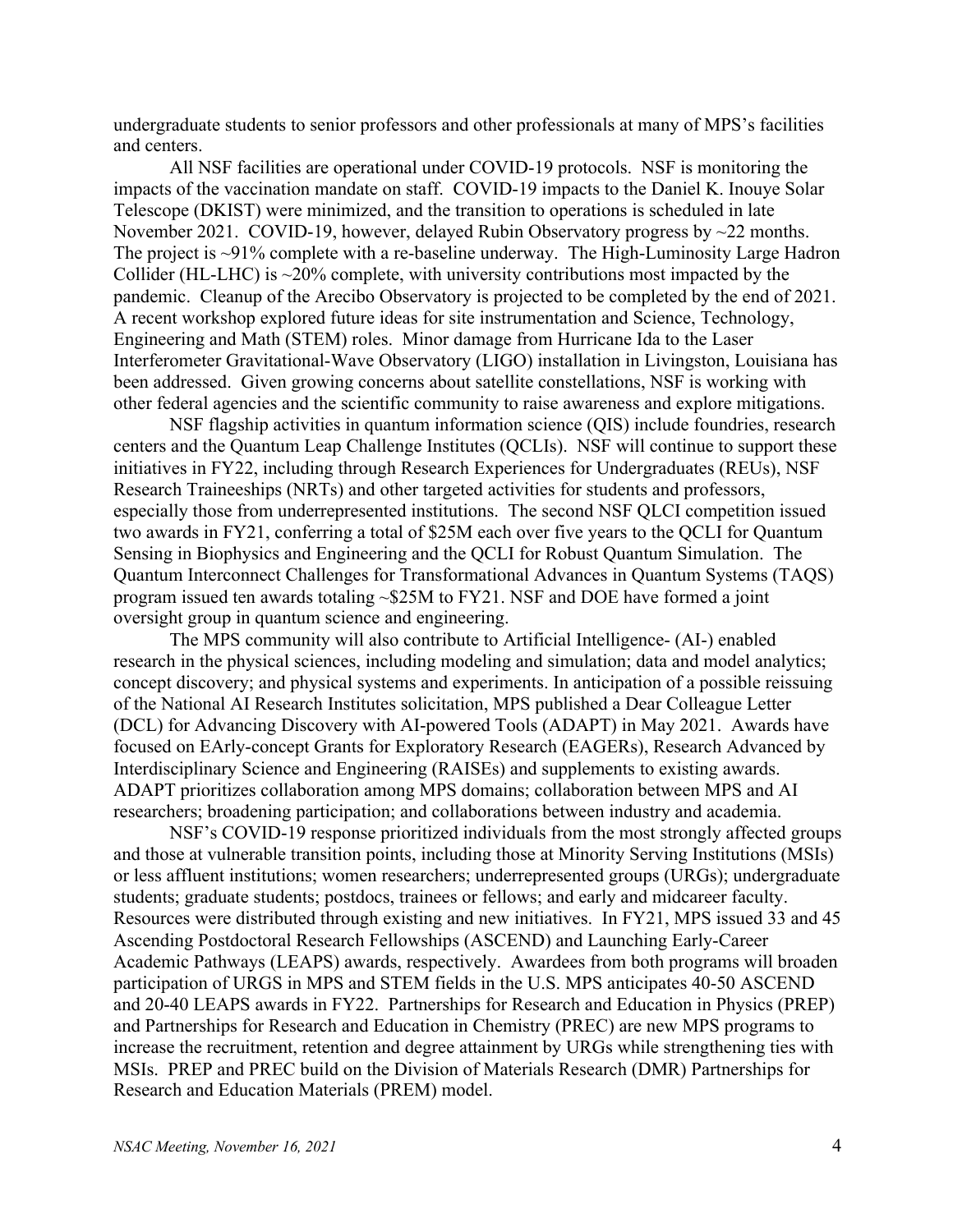undergraduate students to senior professors and other professionals at many of MPS's facilities and centers.

All NSF facilities are operational under COVID-19 protocols. NSF is monitoring the impacts of the vaccination mandate on staff. COVID-19 impacts to the Daniel K. Inouye Solar Telescope (DKIST) were minimized, and the transition to operations is scheduled in late November 2021. COVID-19, however, delayed Rubin Observatory progress by ~22 months. The project is ~91% complete with a re-baseline underway. The High-Luminosity Large Hadron Collider (HL-LHC) is ~20% complete, with university contributions most impacted by the pandemic. Cleanup of the Arecibo Observatory is projected to be completed by the end of 2021. A recent workshop explored future ideas for site instrumentation and Science, Technology, Engineering and Math (STEM) roles. Minor damage from Hurricane Ida to the Laser Interferometer Gravitational-Wave Observatory (LIGO) installation in Livingston, Louisiana has been addressed. Given growing concerns about satellite constellations, NSF is working with other federal agencies and the scientific community to raise awareness and explore mitigations.

NSF flagship activities in quantum information science (QIS) include foundries, research centers and the Quantum Leap Challenge Institutes (QCLIs). NSF will continue to support these initiatives in FY22, including through Research Experiences for Undergraduates (REUs), NSF Research Traineeships (NRTs) and other targeted activities for students and professors, especially those from underrepresented institutions. The second NSF QLCI competition issued two awards in FY21, conferring a total of $25M each over five years to the QCLI for Quantum Sensing in Biophysics and Engineering and the QCLI for Robust Quantum Simulation. The Quantum Interconnect Challenges for Transformational Advances in Quantum Systems (TAQS) program issued ten awards totaling ~$25M to FY21. NSF and DOE have formed a joint oversight group in quantum science and engineering.

The MPS community will also contribute to Artificial Intelligence- (AI-) enabled research in the physical sciences, including modeling and simulation; data and model analytics; concept discovery; and physical systems and experiments. In anticipation of a possible reissuing of the National AI Research Institutes solicitation, MPS published a Dear Colleague Letter (DCL) for Advancing Discovery with AI-powered Tools (ADAPT) in May 2021. Awards have focused on EArly-concept Grants for Exploratory Research (EAGERs), Research Advanced by Interdisciplinary Science and Engineering (RAISEs) and supplements to existing awards. ADAPT prioritizes collaboration among MPS domains; collaboration between MPS and AI researchers; broadening participation; and collaborations between industry and academia.

NSF's COVID-19 response prioritized individuals from the most strongly affected groups and those at vulnerable transition points, including those at Minority Serving Institutions (MSIs) or less affluent institutions; women researchers; underrepresented groups (URGs); undergraduate students; graduate students; postdocs, trainees or fellows; and early and midcareer faculty. Resources were distributed through existing and new initiatives. In FY21, MPS issued 33 and 45 Ascending Postdoctoral Research Fellowships (ASCEND) and Launching Early-Career Academic Pathways (LEAPS) awards, respectively. Awardees from both programs will broaden participation of URGS in MPS and STEM fields in the U.S. MPS anticipates 40-50 ASCEND and 20-40 LEAPS awards in FY22. Partnerships for Research and Education in Physics (PREP) and Partnerships for Research and Education in Chemistry (PREC) are new MPS programs to increase the recruitment, retention and degree attainment by URGs while strengthening ties with MSIs. PREP and PREC build on the Division of Materials Research (DMR) Partnerships for Research and Education Materials (PREM) model.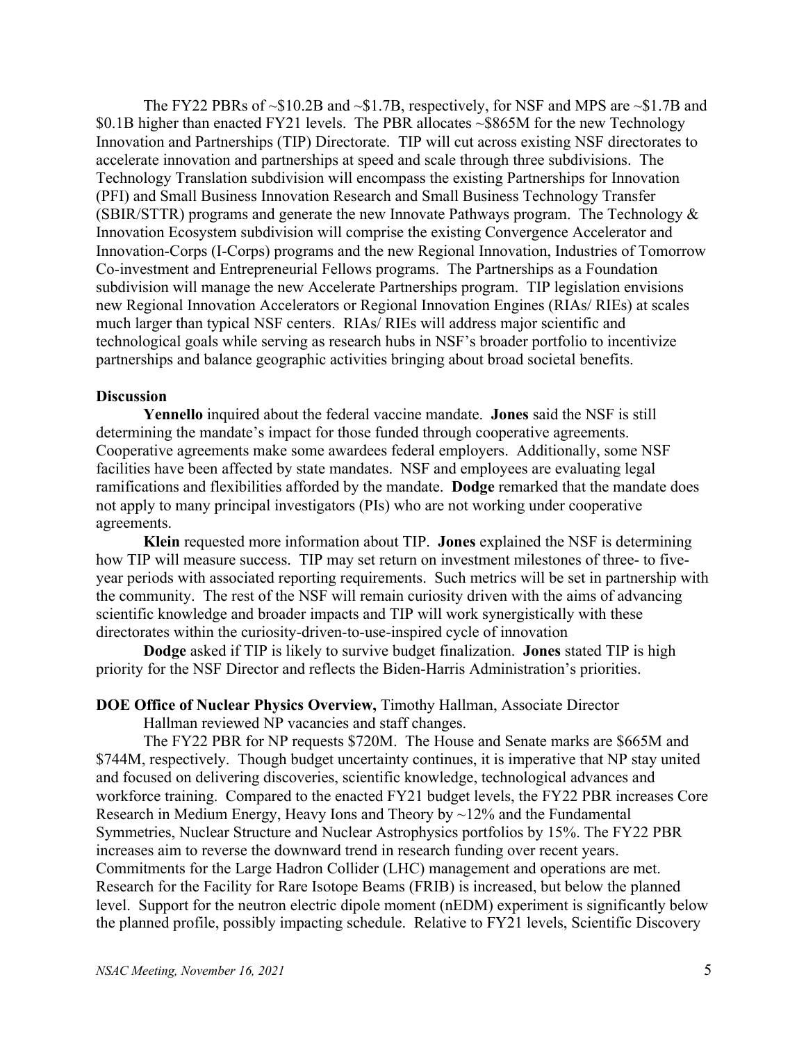The FY22 PBRs of ~$10.2B and ~$1.7B, respectively, for NSF and MPS are ~$1.7B and $0.1B higher than enacted FY21 levels. The PBR allocates ~$865M for the new Technology Innovation and Partnerships (TIP) Directorate. TIP will cut across existing NSF directorates to accelerate innovation and partnerships at speed and scale through three subdivisions. The Technology Translation subdivision will encompass the existing Partnerships for Innovation (PFI) and Small Business Innovation Research and Small Business Technology Transfer (SBIR/STTR) programs and generate the new Innovate Pathways program. The Technology & Innovation Ecosystem subdivision will comprise the existing Convergence Accelerator and Innovation-Corps (I-Corps) programs and the new Regional Innovation, Industries of Tomorrow Co-investment and Entrepreneurial Fellows programs. The Partnerships as a Foundation subdivision will manage the new Accelerate Partnerships program. TIP legislation envisions new Regional Innovation Accelerators or Regional Innovation Engines (RIAs/ RIEs) at scales much larger than typical NSF centers. RIAs/ RIEs will address major scientific and technological goals while serving as research hubs in NSF's broader portfolio to incentivize partnerships and balance geographic activities bringing about broad societal benefits.

**Discussion**

**Yennello** inquired about the federal vaccine mandate. **Jones** said the NSF is still determining the mandate's impact for those funded through cooperative agreements. Cooperative agreements make some awardees federal employers. Additionally, some NSF facilities have been affected by state mandates. NSF and employees are evaluating legal ramifications and flexibilities afforded by the mandate. **Dodge** remarked that the mandate does not apply to many principal investigators (PIs) who are not working under cooperative agreements.

**Klein** requested more information about TIP. **Jones** explained the NSF is determining how TIP will measure success. TIP may set return on investment milestones of three- to five-year periods with associated reporting requirements. Such metrics will be set in partnership with the community. The rest of the NSF will remain curiosity driven with the aims of advancing scientific knowledge and broader impacts and TIP will work synergistically with these directorates within the curiosity-driven-to-use-inspired cycle of innovation

**Dodge** asked if TIP is likely to survive budget finalization. **Jones** stated TIP is high priority for the NSF Director and reflects the Biden-Harris Administration's priorities.

**DOE Office of Nuclear Physics Overview,** Timothy Hallman, Associate Director

Hallman reviewed NP vacancies and staff changes.

The FY22 PBR for NP requests $720M. The House and Senate marks are $665M and $744M, respectively. Though budget uncertainty continues, it is imperative that NP stay united and focused on delivering discoveries, scientific knowledge, technological advances and workforce training. Compared to the enacted FY21 budget levels, the FY22 PBR increases Core Research in Medium Energy, Heavy Ions and Theory by ~12% and the Fundamental Symmetries, Nuclear Structure and Nuclear Astrophysics portfolios by 15%. The FY22 PBR increases aim to reverse the downward trend in research funding over recent years. Commitments for the Large Hadron Collider (LHC) management and operations are met. Research for the Facility for Rare Isotope Beams (FRIB) is increased, but below the planned level. Support for the neutron electric dipole moment (nEDM) experiment is significantly below the planned profile, possibly impacting schedule. Relative to FY21 levels, Scientific Discovery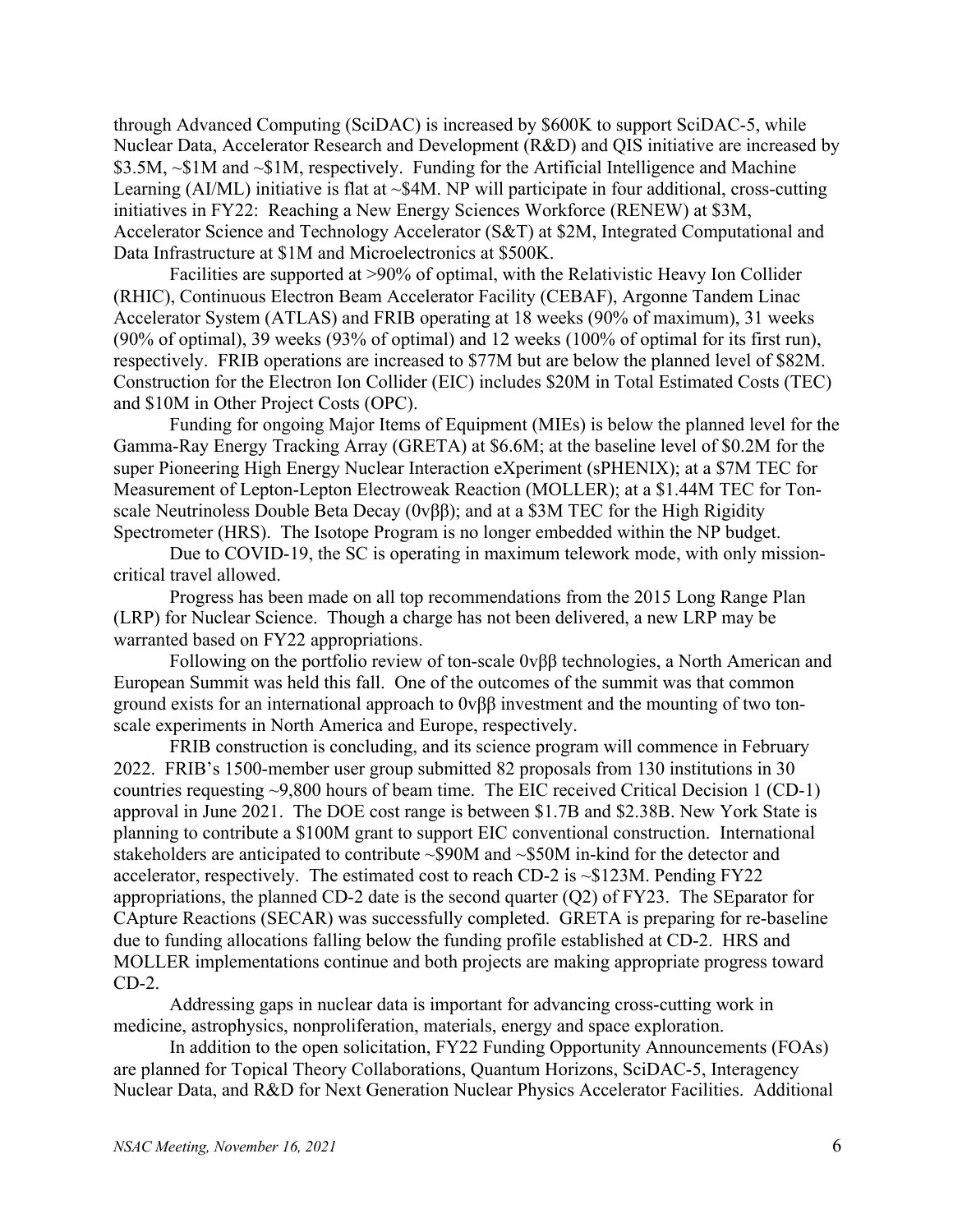through Advanced Computing (SciDAC) is increased by $600K to support SciDAC-5, while Nuclear Data, Accelerator Research and Development (R&D) and QIS initiative are increased by $3.5M, ~$1M and ~$1M, respectively. Funding for the Artificial Intelligence and Machine Learning (AI/ML) initiative is flat at ~$4M. NP will participate in four additional, cross-cutting initiatives in FY22: Reaching a New Energy Sciences Workforce (RENEW) at $3M, Accelerator Science and Technology Accelerator (S&T) at $2M, Integrated Computational and Data Infrastructure at $1M and Microelectronics at $500K.

Facilities are supported at >90% of optimal, with the Relativistic Heavy Ion Collider (RHIC), Continuous Electron Beam Accelerator Facility (CEBAF), Argonne Tandem Linac Accelerator System (ATLAS) and FRIB operating at 18 weeks (90% of maximum), 31 weeks (90% of optimal), 39 weeks (93% of optimal) and 12 weeks (100% of optimal for its first run), respectively. FRIB operations are increased to $77M but are below the planned level of $82M. Construction for the Electron Ion Collider (EIC) includes $20M in Total Estimated Costs (TEC) and $10M in Other Project Costs (OPC).

Funding for ongoing Major Items of Equipment (MIEs) is below the planned level for the Gamma-Ray Energy Tracking Array (GRETA) at $6.6M; at the baseline level of $0.2M for the super Pioneering High Energy Nuclear Interaction eXperiment (sPHENIX); at a $7M TEC for Measurement of Lepton-Lepton Electroweak Reaction (MOLLER); at a $1.44M TEC for Ton-scale Neutrinoless Double Beta Decay (0νββ); and at a $3M TEC for the High Rigidity Spectrometer (HRS). The Isotope Program is no longer embedded within the NP budget.

Due to COVID-19, the SC is operating in maximum telework mode, with only mission-critical travel allowed.

Progress has been made on all top recommendations from the 2015 Long Range Plan (LRP) for Nuclear Science. Though a charge has not been delivered, a new LRP may be warranted based on FY22 appropriations.

Following on the portfolio review of ton-scale 0νββ technologies, a North American and European Summit was held this fall. One of the outcomes of the summit was that common ground exists for an international approach to 0νββ investment and the mounting of two ton-scale experiments in North America and Europe, respectively.

FRIB construction is concluding, and its science program will commence in February 2022. FRIB's 1500-member user group submitted 82 proposals from 130 institutions in 30 countries requesting ~9,800 hours of beam time. The EIC received Critical Decision 1 (CD-1) approval in June 2021. The DOE cost range is between $1.7B and $2.38B. New York State is planning to contribute a $100M grant to support EIC conventional construction. International stakeholders are anticipated to contribute ~$90M and ~$50M in-kind for the detector and accelerator, respectively. The estimated cost to reach CD-2 is ~$123M. Pending FY22 appropriations, the planned CD-2 date is the second quarter (Q2) of FY23. The SEparator for CApture Reactions (SECAR) was successfully completed. GRETA is preparing for re-baseline due to funding allocations falling below the funding profile established at CD-2. HRS and MOLLER implementations continue and both projects are making appropriate progress toward CD-2.

Addressing gaps in nuclear data is important for advancing cross-cutting work in medicine, astrophysics, nonproliferation, materials, energy and space exploration.

In addition to the open solicitation, FY22 Funding Opportunity Announcements (FOAs) are planned for Topical Theory Collaborations, Quantum Horizons, SciDAC-5, Interagency Nuclear Data, and R&D for Next Generation Nuclear Physics Accelerator Facilities. Additional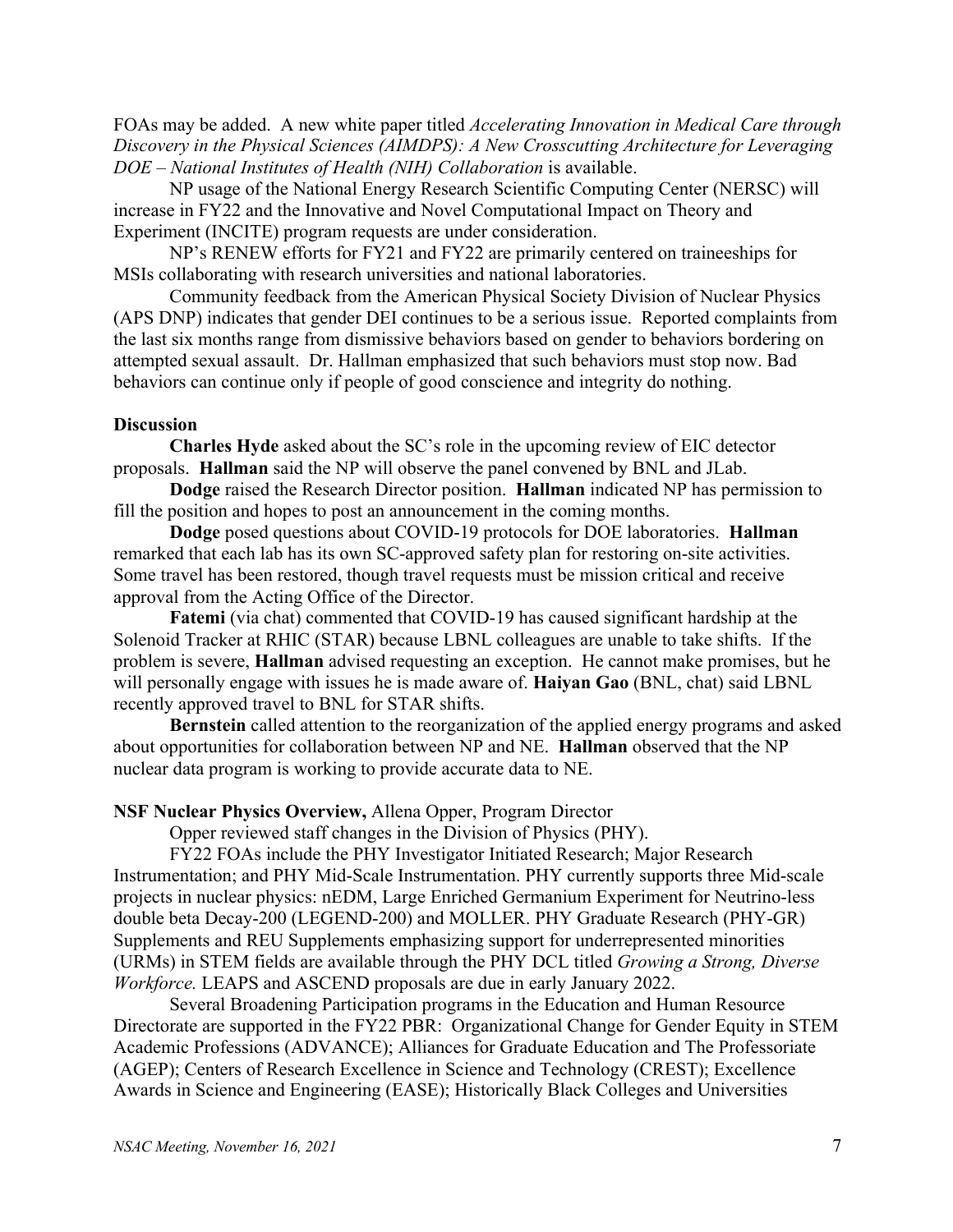FOAs may be added. A new white paper titled *Accelerating Innovation in Medical Care through Discovery in the Physical Sciences (AIMDPS): A New Crosscutting Architecture for Leveraging DOE – National Institutes of Health (NIH) Collaboration* is available.

NP usage of the National Energy Research Scientific Computing Center (NERSC) will increase in FY22 and the Innovative and Novel Computational Impact on Theory and Experiment (INCITE) program requests are under consideration.

NP's RENEW efforts for FY21 and FY22 are primarily centered on traineeships for MSIs collaborating with research universities and national laboratories.

Community feedback from the American Physical Society Division of Nuclear Physics (APS DNP) indicates that gender DEI continues to be a serious issue. Reported complaints from the last six months range from dismissive behaviors based on gender to behaviors bordering on attempted sexual assault. Dr. Hallman emphasized that such behaviors must stop now. Bad behaviors can continue only if people of good conscience and integrity do nothing.

**Discussion**

**Charles Hyde** asked about the SC's role in the upcoming review of EIC detector proposals. **Hallman** said the NP will observe the panel convened by BNL and JLab.

**Dodge** raised the Research Director position. **Hallman** indicated NP has permission to fill the position and hopes to post an announcement in the coming months.

**Dodge** posed questions about COVID-19 protocols for DOE laboratories. **Hallman** remarked that each lab has its own SC-approved safety plan for restoring on-site activities. Some travel has been restored, though travel requests must be mission critical and receive approval from the Acting Office of the Director.

**Fatemi** (via chat) commented that COVID-19 has caused significant hardship at the Solenoid Tracker at RHIC (STAR) because LBNL colleagues are unable to take shifts. If the problem is severe, **Hallman** advised requesting an exception. He cannot make promises, but he will personally engage with issues he is made aware of. **Haiyan Gao** (BNL, chat) said LBNL recently approved travel to BNL for STAR shifts.

**Bernstein** called attention to the reorganization of the applied energy programs and asked about opportunities for collaboration between NP and NE. **Hallman** observed that the NP nuclear data program is working to provide accurate data to NE.

**NSF Nuclear Physics Overview,** Allena Opper, Program Director

Opper reviewed staff changes in the Division of Physics (PHY).

FY22 FOAs include the PHY Investigator Initiated Research; Major Research Instrumentation; and PHY Mid-Scale Instrumentation. PHY currently supports three Mid-scale projects in nuclear physics: nEDM, Large Enriched Germanium Experiment for Neutrino-less double beta Decay-200 (LEGEND-200) and MOLLER. PHY Graduate Research (PHY-GR) Supplements and REU Supplements emphasizing support for underrepresented minorities (URMs) in STEM fields are available through the PHY DCL titled *Growing a Strong, Diverse Workforce.* LEAPS and ASCEND proposals are due in early January 2022.

Several Broadening Participation programs in the Education and Human Resource Directorate are supported in the FY22 PBR: Organizational Change for Gender Equity in STEM Academic Professions (ADVANCE); Alliances for Graduate Education and The Professoriate (AGEP); Centers of Research Excellence in Science and Technology (CREST); Excellence Awards in Science and Engineering (EASE); Historically Black Colleges and Universities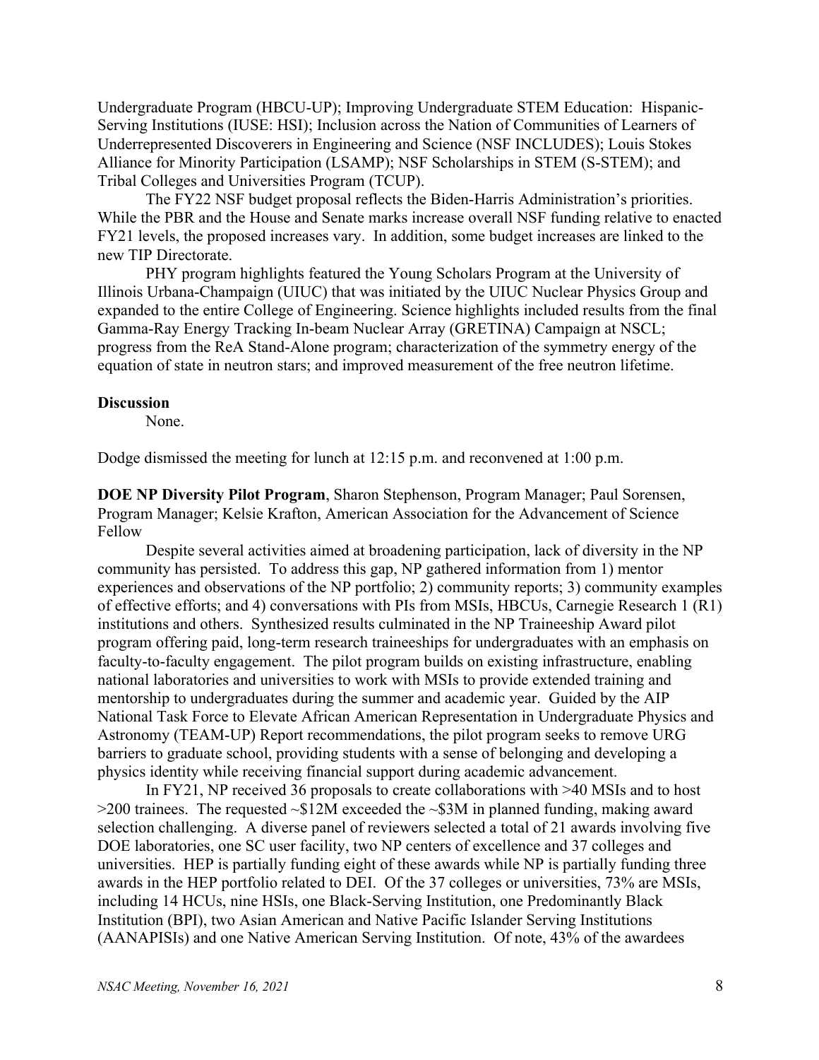Undergraduate Program (HBCU-UP); Improving Undergraduate STEM Education: Hispanic-Serving Institutions (IUSE: HSI); Inclusion across the Nation of Communities of Learners of Underrepresented Discoverers in Engineering and Science (NSF INCLUDES); Louis Stokes Alliance for Minority Participation (LSAMP); NSF Scholarships in STEM (S-STEM); and Tribal Colleges and Universities Program (TCUP).

The FY22 NSF budget proposal reflects the Biden-Harris Administration's priorities. While the PBR and the House and Senate marks increase overall NSF funding relative to enacted FY21 levels, the proposed increases vary. In addition, some budget increases are linked to the new TIP Directorate.

PHY program highlights featured the Young Scholars Program at the University of Illinois Urbana-Champaign (UIUC) that was initiated by the UIUC Nuclear Physics Group and expanded to the entire College of Engineering. Science highlights included results from the final Gamma-Ray Energy Tracking In-beam Nuclear Array (GRETINA) Campaign at NSCL; progress from the ReA Stand-Alone program; characterization of the symmetry energy of the equation of state in neutron stars; and improved measurement of the free neutron lifetime.

**Discussion**

None.

Dodge dismissed the meeting for lunch at 12:15 p.m. and reconvened at 1:00 p.m.

**DOE NP Diversity Pilot Program**, Sharon Stephenson, Program Manager; Paul Sorensen, Program Manager; Kelsie Krafton, American Association for the Advancement of Science Fellow

Despite several activities aimed at broadening participation, lack of diversity in the NP community has persisted. To address this gap, NP gathered information from 1) mentor experiences and observations of the NP portfolio; 2) community reports; 3) community examples of effective efforts; and 4) conversations with PIs from MSIs, HBCUs, Carnegie Research 1 (R1) institutions and others. Synthesized results culminated in the NP Traineeship Award pilot program offering paid, long-term research traineeships for undergraduates with an emphasis on faculty-to-faculty engagement. The pilot program builds on existing infrastructure, enabling national laboratories and universities to work with MSIs to provide extended training and mentorship to undergraduates during the summer and academic year. Guided by the AIP National Task Force to Elevate African American Representation in Undergraduate Physics and Astronomy (TEAM-UP) Report recommendations, the pilot program seeks to remove URG barriers to graduate school, providing students with a sense of belonging and developing a physics identity while receiving financial support during academic advancement.

In FY21, NP received 36 proposals to create collaborations with >40 MSIs and to host >200 trainees. The requested ~$12M exceeded the ~$3M in planned funding, making award selection challenging. A diverse panel of reviewers selected a total of 21 awards involving five DOE laboratories, one SC user facility, two NP centers of excellence and 37 colleges and universities. HEP is partially funding eight of these awards while NP is partially funding three awards in the HEP portfolio related to DEI. Of the 37 colleges or universities, 73% are MSIs, including 14 HCUs, nine HSIs, one Black-Serving Institution, one Predominantly Black Institution (BPI), two Asian American and Native Pacific Islander Serving Institutions (AANAPISIs) and one Native American Serving Institution. Of note, 43% of the awardees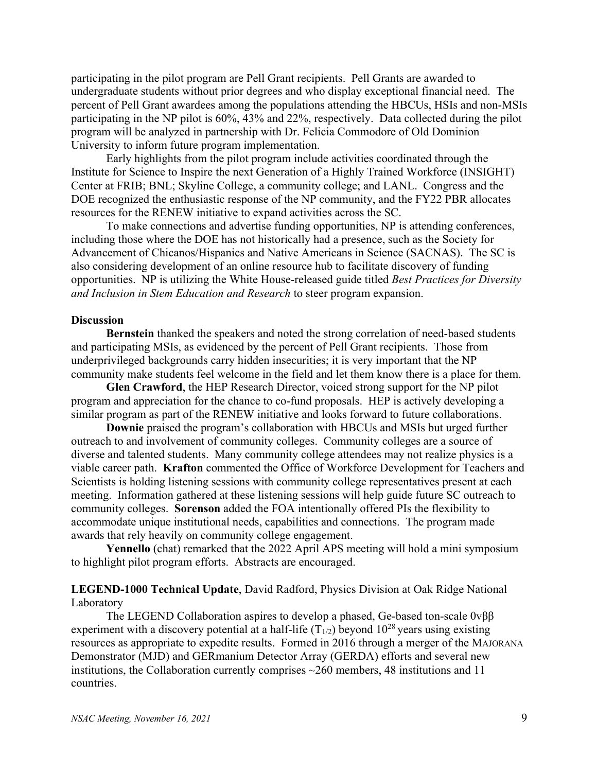participating in the pilot program are Pell Grant recipients. Pell Grants are awarded to undergraduate students without prior degrees and who display exceptional financial need. The percent of Pell Grant awardees among the populations attending the HBCUs, HSIs and non-MSIs participating in the NP pilot is 60%, 43% and 22%, respectively. Data collected during the pilot program will be analyzed in partnership with Dr. Felicia Commodore of Old Dominion University to inform future program implementation.

Early highlights from the pilot program include activities coordinated through the Institute for Science to Inspire the next Generation of a Highly Trained Workforce (INSIGHT) Center at FRIB; BNL; Skyline College, a community college; and LANL. Congress and the DOE recognized the enthusiastic response of the NP community, and the FY22 PBR allocates resources for the RENEW initiative to expand activities across the SC.

To make connections and advertise funding opportunities, NP is attending conferences, including those where the DOE has not historically had a presence, such as the Society for Advancement of Chicanos/Hispanics and Native Americans in Science (SACNAS). The SC is also considering development of an online resource hub to facilitate discovery of funding opportunities. NP is utilizing the White House-released guide titled *Best Practices for Diversity and Inclusion in Stem Education and Research* to steer program expansion.

**Discussion**

**Bernstein** thanked the speakers and noted the strong correlation of need-based students and participating MSIs, as evidenced by the percent of Pell Grant recipients. Those from underprivileged backgrounds carry hidden insecurities; it is very important that the NP community make students feel welcome in the field and let them know there is a place for them.

**Glen Crawford**, the HEP Research Director, voiced strong support for the NP pilot program and appreciation for the chance to co-fund proposals. HEP is actively developing a similar program as part of the RENEW initiative and looks forward to future collaborations.

**Downie** praised the program's collaboration with HBCUs and MSIs but urged further outreach to and involvement of community colleges. Community colleges are a source of diverse and talented students. Many community college attendees may not realize physics is a viable career path. **Krafton** commented the Office of Workforce Development for Teachers and Scientists is holding listening sessions with community college representatives present at each meeting. Information gathered at these listening sessions will help guide future SC outreach to community colleges. **Sorenson** added the FOA intentionally offered PIs the flexibility to accommodate unique institutional needs, capabilities and connections. The program made awards that rely heavily on community college engagement.

**Yennello** (chat) remarked that the 2022 April APS meeting will hold a mini symposium to highlight pilot program efforts. Abstracts are encouraged.

**LEGEND-1000 Technical Update**, David Radford, Physics Division at Oak Ridge National Laboratory

The LEGEND Collaboration aspires to develop a phased, Ge-based ton-scale $0\nu\beta\beta$ experiment with a discovery potential at a half-life ($T_{1/2}$) beyond $10^{28}$ years using existing resources as appropriate to expedite results. Formed in 2016 through a merger of the MAJORANA Demonstrator (MJD) and GERmanium Detector Array (GERDA) efforts and several new institutions, the Collaboration currently comprises ~260 members, 48 institutions and 11 countries.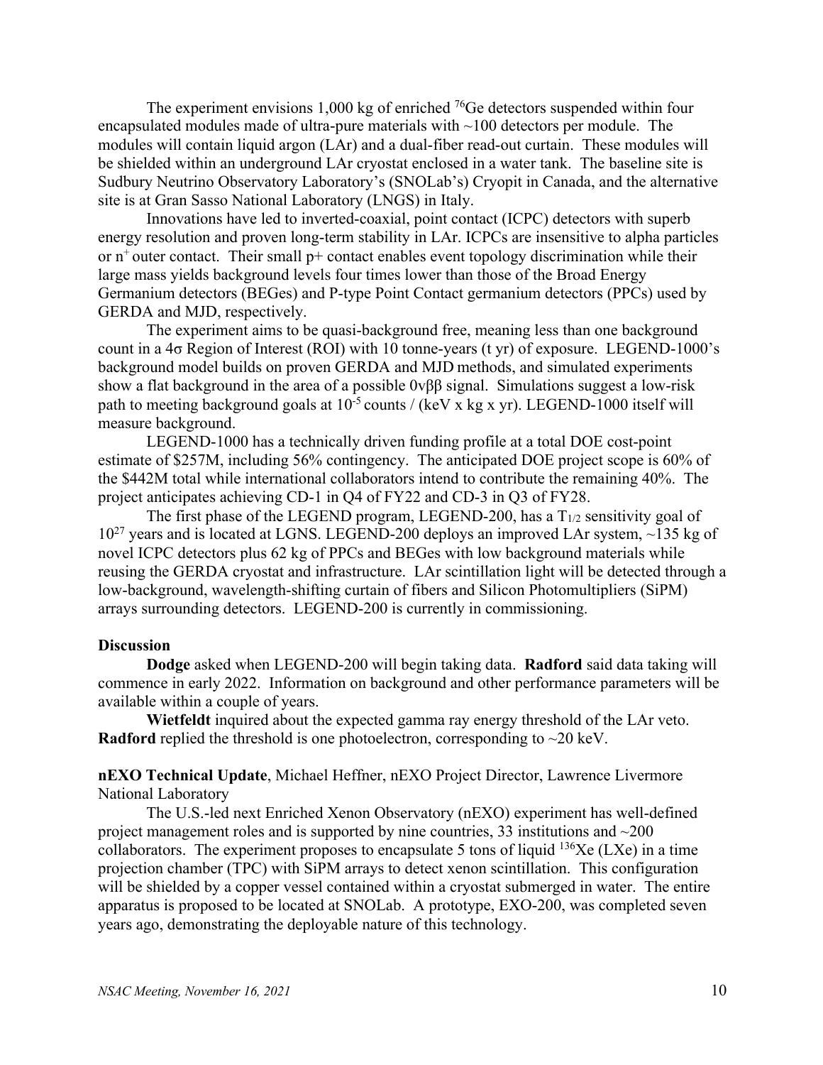The experiment envisions 1,000 kg of enriched $^{76}Ge$ detectors suspended within four encapsulated modules made of ultra-pure materials with ~100 detectors per module. The modules will contain liquid argon (LAr) and a dual-fiber read-out curtain. These modules will be shielded within an underground LAr cryostat enclosed in a water tank. The baseline site is Sudbury Neutrino Observatory Laboratory's (SNOLab's) Cryopit in Canada, and the alternative site is at Gran Sasso National Laboratory (LNGS) in Italy.

Innovations have led to inverted-coaxial, point contact (ICPC) detectors with superb energy resolution and proven long-term stability in LAr. ICPCs are insensitive to alpha particles or $n^+$ outer contact. Their small p+ contact enables event topology discrimination while their large mass yields background levels four times lower than those of the Broad Energy Germanium detectors (BEGes) and P-type Point Contact germanium detectors (PPCs) used by GERDA and MJD, respectively.

The experiment aims to be quasi-background free, meaning less than one background count in a 4σ Region of Interest (ROI) with 10 tonne-years (t yr) of exposure. LEGEND-1000's background model builds on proven GERDA and MJD methods, and simulated experiments show a flat background in the area of a possible 0νββ signal. Simulations suggest a low-risk path to meeting background goals at $10^{-5}$ counts / (keV x kg x yr). LEGEND-1000 itself will measure background.

LEGEND-1000 has a technically driven funding profile at a total DOE cost-point estimate of $257M, including 56% contingency. The anticipated DOE project scope is 60% of the $442M total while international collaborators intend to contribute the remaining 40%. The project anticipates achieving CD-1 in Q4 of FY22 and CD-3 in Q3 of FY28.

The first phase of the LEGEND program, LEGEND-200, has a $T_{1/2}$ sensitivity goal of $10^{27}$ years and is located at LGNS. LEGEND-200 deploys an improved LAr system, ~135 kg of novel ICPC detectors plus 62 kg of PPCs and BEGes with low background materials while reusing the GERDA cryostat and infrastructure. LAr scintillation light will be detected through a low-background, wavelength-shifting curtain of fibers and Silicon Photomultipliers (SiPM) arrays surrounding detectors. LEGEND-200 is currently in commissioning.

**Discussion**

**Dodge** asked when LEGEND-200 will begin taking data. **Radford** said data taking will commence in early 2022. Information on background and other performance parameters will be available within a couple of years.

**Wietfeldt** inquired about the expected gamma ray energy threshold of the LAr veto. **Radford** replied the threshold is one photoelectron, corresponding to ~20 keV.

**nEXO Technical Update**, Michael Heffner, nEXO Project Director, Lawrence Livermore National Laboratory

The U.S.-led next Enriched Xenon Observatory (nEXO) experiment has well-defined project management roles and is supported by nine countries, 33 institutions and ~200 collaborators. The experiment proposes to encapsulate 5 tons of liquid $^{136}Xe$ (LXe) in a time projection chamber (TPC) with SiPM arrays to detect xenon scintillation. This configuration will be shielded by a copper vessel contained within a cryostat submerged in water. The entire apparatus is proposed to be located at SNOLab. A prototype, EXO-200, was completed seven years ago, demonstrating the deployable nature of this technology.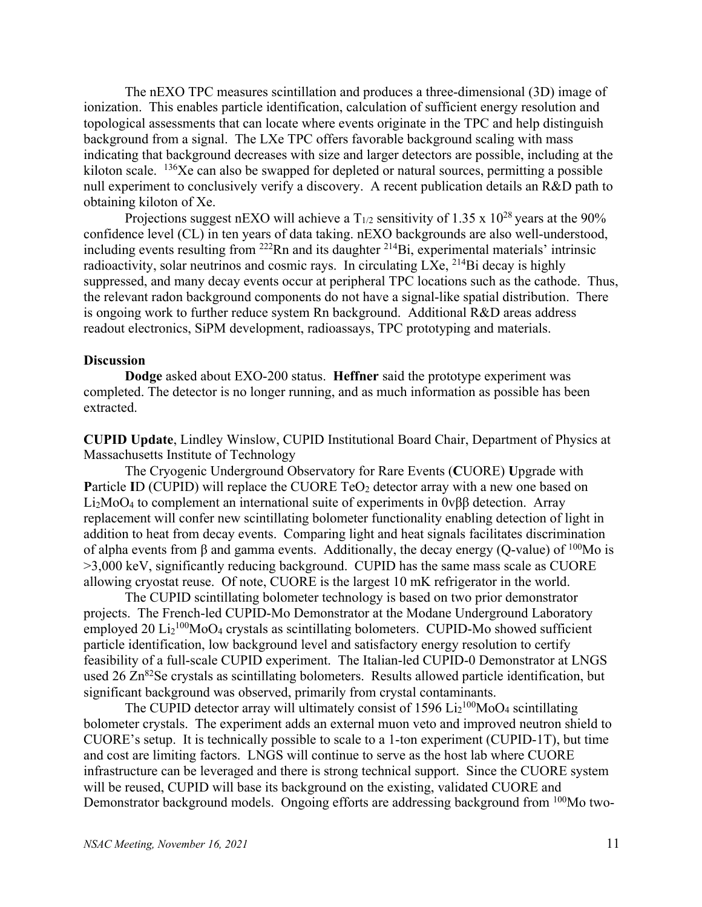The nEXO TPC measures scintillation and produces a three-dimensional (3D) image of ionization. This enables particle identification, calculation of sufficient energy resolution and topological assessments that can locate where events originate in the TPC and help distinguish background from a signal. The LXe TPC offers favorable background scaling with mass indicating that background decreases with size and larger detectors are possible, including at the kiloton scale. $^{136}$Xe can also be swapped for depleted or natural sources, permitting a possible null experiment to conclusively verify a discovery. A recent publication details an R&D path to obtaining kiloton of Xe.

Projections suggest nEXO will achieve a $T_{1/2}$ sensitivity of 1.35 x $10^{28}$ years at the 90% confidence level (CL) in ten years of data taking. nEXO backgrounds are also well-understood, including events resulting from $^{222}$Rn and its daughter $^{214}$Bi, experimental materials' intrinsic radioactivity, solar neutrinos and cosmic rays. In circulating LXe, $^{214}$Bi decay is highly suppressed, and many decay events occur at peripheral TPC locations such as the cathode. Thus, the relevant radon background components do not have a signal-like spatial distribution. There is ongoing work to further reduce system Rn background. Additional R&D areas address readout electronics, SiPM development, radioassays, TPC prototyping and materials.

**Discussion**

**Dodge** asked about EXO-200 status. **Heffner** said the prototype experiment was completed. The detector is no longer running, and as much information as possible has been extracted.

**CUPID Update**, Lindley Winslow, CUPID Institutional Board Chair, Department of Physics at Massachusetts Institute of Technology

The Cryogenic Underground Observatory for Rare Events (**C**UORE) **U**pgrade with **P**article **I**D (CUPID) will replace the CUORE $TeO_2$ detector array with a new one based on $Li_2MoO_4$ to complement an international suite of experiments in 0νββ detection. Array replacement will confer new scintillating bolometer functionality enabling detection of light in addition to heat from decay events. Comparing light and heat signals facilitates discrimination of alpha events from β and gamma events. Additionally, the decay energy (Q-value) of $^{100}$Mo is >3,000 keV, significantly reducing background. CUPID has the same mass scale as CUORE allowing cryostat reuse. Of note, CUORE is the largest 10 mK refrigerator in the world.

The CUPID scintillating bolometer technology is based on two prior demonstrator projects. The French-led CUPID-Mo Demonstrator at the Modane Underground Laboratory employed 20 $Li_2{}^{100}MoO_4$ crystals as scintillating bolometers. CUPID-Mo showed sufficient particle identification, low background level and satisfactory energy resolution to certify feasibility of a full-scale CUPID experiment. The Italian-led CUPID-0 Demonstrator at LNGS used 26 $Zn^{82}Se$ crystals as scintillating bolometers. Results allowed particle identification, but significant background was observed, primarily from crystal contaminants.

The CUPID detector array will ultimately consist of 1596 $Li_2{}^{100}MoO_4$ scintillating bolometer crystals. The experiment adds an external muon veto and improved neutron shield to CUORE's setup. It is technically possible to scale to a 1-ton experiment (CUPID-1T), but time and cost are limiting factors. LNGS will continue to serve as the host lab where CUORE infrastructure can be leveraged and there is strong technical support. Since the CUORE system will be reused, CUPID will base its background on the existing, validated CUORE and Demonstrator background models. Ongoing efforts are addressing background from $^{100}$Mo two-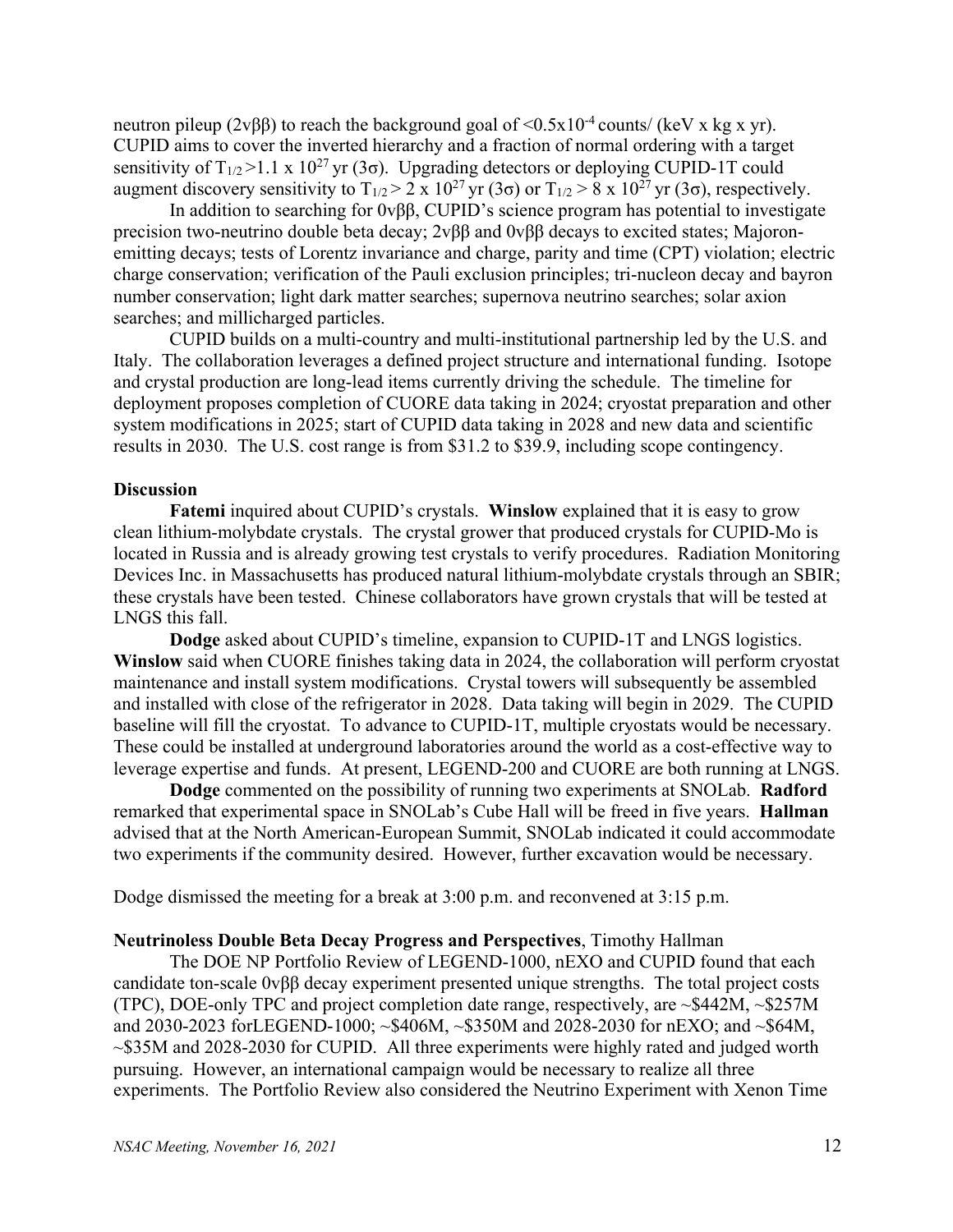neutron pileup ($2\nu\beta\beta$) to reach the background goal of $<0.5 \times 10^{-4}$ counts/ (keV x kg x yr). CUPID aims to cover the inverted hierarchy and a fraction of normal ordering with a target sensitivity of $T_{1/2} > 1.1 \times 10^{27}$ yr ($3\sigma$). Upgrading detectors or deploying CUPID-1T could augment discovery sensitivity to $T_{1/2} > 2 \times 10^{27}$ yr ($3\sigma$) or $T_{1/2} > 8 \times 10^{27}$ yr ($3\sigma$), respectively.

In addition to searching for $0\nu\beta\beta$, CUPID's science program has potential to investigate precision two-neutrino double beta decay; $2\nu\beta\beta$ and $0\nu\beta\beta$ decays to excited states; Majoron-emitting decays; tests of Lorentz invariance and charge, parity and time (CPT) violation; electric charge conservation; verification of the Pauli exclusion principles; tri-nucleon decay and bayron number conservation; light dark matter searches; supernova neutrino searches; solar axion searches; and millicharged particles.

CUPID builds on a multi-country and multi-institutional partnership led by the U.S. and Italy. The collaboration leverages a defined project structure and international funding. Isotope and crystal production are long-lead items currently driving the schedule. The timeline for deployment proposes completion of CUORE data taking in 2024; cryostat preparation and other system modifications in 2025; start of CUPID data taking in 2028 and new data and scientific results in 2030. The U.S. cost range is from \$31.2 to \$39.9, including scope contingency.

**Discussion**

**Fatemi** inquired about CUPID's crystals. **Winslow** explained that it is easy to grow clean lithium-molybdate crystals. The crystal grower that produced crystals for CUPID-Mo is located in Russia and is already growing test crystals to verify procedures. Radiation Monitoring Devices Inc. in Massachusetts has produced natural lithium-molybdate crystals through an SBIR; these crystals have been tested. Chinese collaborators have grown crystals that will be tested at LNGS this fall.

**Dodge** asked about CUPID's timeline, expansion to CUPID-1T and LNGS logistics. **Winslow** said when CUORE finishes taking data in 2024, the collaboration will perform cryostat maintenance and install system modifications. Crystal towers will subsequently be assembled and installed with close of the refrigerator in 2028. Data taking will begin in 2029. The CUPID baseline will fill the cryostat. To advance to CUPID-1T, multiple cryostats would be necessary. These could be installed at underground laboratories around the world as a cost-effective way to leverage expertise and funds. At present, LEGEND-200 and CUORE are both running at LNGS.

**Dodge** commented on the possibility of running two experiments at SNOLab. **Radford** remarked that experimental space in SNOLab's Cube Hall will be freed in five years. **Hallman** advised that at the North American-European Summit, SNOLab indicated it could accommodate two experiments if the community desired. However, further excavation would be necessary.

Dodge dismissed the meeting for a break at 3:00 p.m. and reconvened at 3:15 p.m.

**Neutrinoless Double Beta Decay Progress and Perspectives**, Timothy Hallman

The DOE NP Portfolio Review of LEGEND-1000, nEXO and CUPID found that each candidate ton-scale $0\nu\beta\beta$ decay experiment presented unique strengths. The total project costs (TPC), DOE-only TPC and project completion date range, respectively, are ~\$442M, ~\$257M and 2030-2023 forLEGEND-1000; ~\$406M, ~\$350M and 2028-2030 for nEXO; and ~\$64M, ~\$35M and 2028-2030 for CUPID. All three experiments were highly rated and judged worth pursuing. However, an international campaign would be necessary to realize all three experiments. The Portfolio Review also considered the Neutrino Experiment with Xenon Time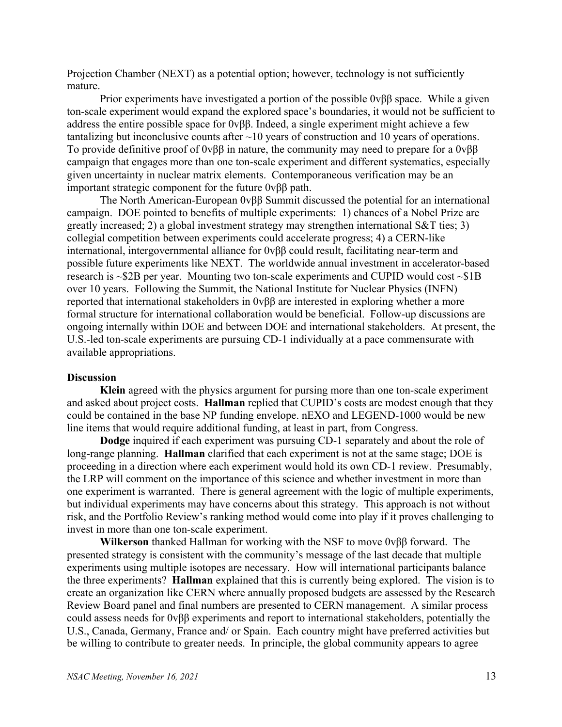Projection Chamber (NEXT) as a potential option; however, technology is not sufficiently mature.

Prior experiments have investigated a portion of the possible 0νββ space. While a given ton-scale experiment would expand the explored space's boundaries, it would not be sufficient to address the entire possible space for 0νββ. Indeed, a single experiment might achieve a few tantalizing but inconclusive counts after ~10 years of construction and 10 years of operations. To provide definitive proof of 0νββ in nature, the community may need to prepare for a 0νββ campaign that engages more than one ton-scale experiment and different systematics, especially given uncertainty in nuclear matrix elements. Contemporaneous verification may be an important strategic component for the future 0νββ path.

The North American-European 0νββ Summit discussed the potential for an international campaign. DOE pointed to benefits of multiple experiments: 1) chances of a Nobel Prize are greatly increased; 2) a global investment strategy may strengthen international S&T ties; 3) collegial competition between experiments could accelerate progress; 4) a CERN-like international, intergovernmental alliance for 0νββ could result, facilitating near-term and possible future experiments like NEXT. The worldwide annual investment in accelerator-based research is ~$2B per year. Mounting two ton-scale experiments and CUPID would cost ~$1B over 10 years. Following the Summit, the National Institute for Nuclear Physics (INFN) reported that international stakeholders in 0νββ are interested in exploring whether a more formal structure for international collaboration would be beneficial. Follow-up discussions are ongoing internally within DOE and between DOE and international stakeholders. At present, the U.S.-led ton-scale experiments are pursuing CD-1 individually at a pace commensurate with available appropriations.

**Discussion**

**Klein** agreed with the physics argument for pursing more than one ton-scale experiment and asked about project costs. **Hallman** replied that CUPID's costs are modest enough that they could be contained in the base NP funding envelope. nEXO and LEGEND-1000 would be new line items that would require additional funding, at least in part, from Congress.

**Dodge** inquired if each experiment was pursuing CD-1 separately and about the role of long-range planning. **Hallman** clarified that each experiment is not at the same stage; DOE is proceeding in a direction where each experiment would hold its own CD-1 review. Presumably, the LRP will comment on the importance of this science and whether investment in more than one experiment is warranted. There is general agreement with the logic of multiple experiments, but individual experiments may have concerns about this strategy. This approach is not without risk, and the Portfolio Review's ranking method would come into play if it proves challenging to invest in more than one ton-scale experiment.

**Wilkerson** thanked Hallman for working with the NSF to move 0νββ forward. The presented strategy is consistent with the community's message of the last decade that multiple experiments using multiple isotopes are necessary. How will international participants balance the three experiments? **Hallman** explained that this is currently being explored. The vision is to create an organization like CERN where annually proposed budgets are assessed by the Research Review Board panel and final numbers are presented to CERN management. A similar process could assess needs for 0νββ experiments and report to international stakeholders, potentially the U.S., Canada, Germany, France and/ or Spain. Each country might have preferred activities but be willing to contribute to greater needs. In principle, the global community appears to agree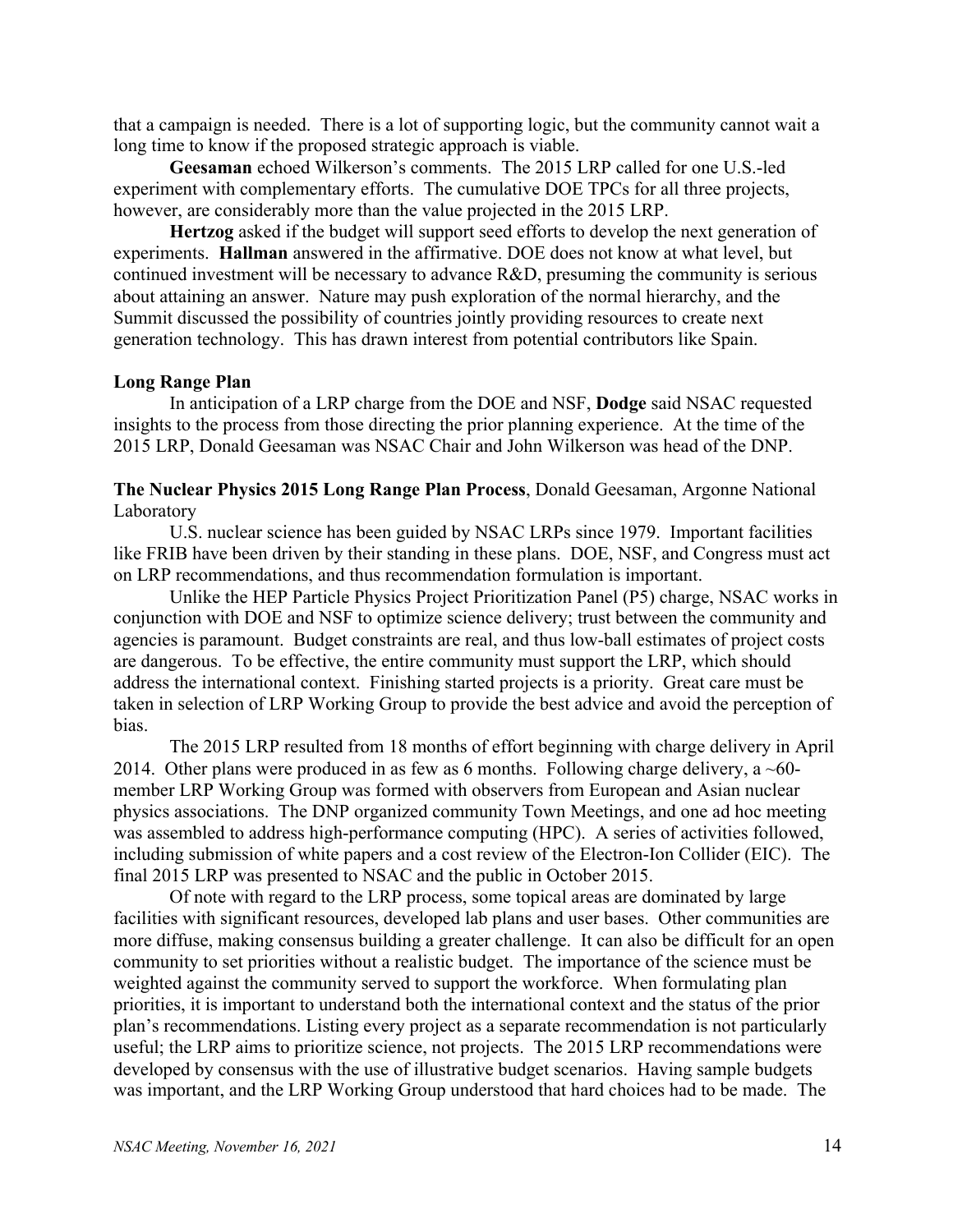that a campaign is needed. There is a lot of supporting logic, but the community cannot wait a long time to know if the proposed strategic approach is viable.

**Geesaman** echoed Wilkerson's comments. The 2015 LRP called for one U.S.-led experiment with complementary efforts. The cumulative DOE TPCs for all three projects, however, are considerably more than the value projected in the 2015 LRP.

**Hertzog** asked if the budget will support seed efforts to develop the next generation of experiments. **Hallman** answered in the affirmative. DOE does not know at what level, but continued investment will be necessary to advance R&D, presuming the community is serious about attaining an answer. Nature may push exploration of the normal hierarchy, and the Summit discussed the possibility of countries jointly providing resources to create next generation technology. This has drawn interest from potential contributors like Spain.

**Long Range Plan**

In anticipation of a LRP charge from the DOE and NSF, **Dodge** said NSAC requested insights to the process from those directing the prior planning experience. At the time of the 2015 LRP, Donald Geesaman was NSAC Chair and John Wilkerson was head of the DNP.

**The Nuclear Physics 2015 Long Range Plan Process**, Donald Geesaman, Argonne National Laboratory

U.S. nuclear science has been guided by NSAC LRPs since 1979. Important facilities like FRIB have been driven by their standing in these plans. DOE, NSF, and Congress must act on LRP recommendations, and thus recommendation formulation is important.

Unlike the HEP Particle Physics Project Prioritization Panel (P5) charge, NSAC works in conjunction with DOE and NSF to optimize science delivery; trust between the community and agencies is paramount. Budget constraints are real, and thus low-ball estimates of project costs are dangerous. To be effective, the entire community must support the LRP, which should address the international context. Finishing started projects is a priority. Great care must be taken in selection of LRP Working Group to provide the best advice and avoid the perception of bias.

The 2015 LRP resulted from 18 months of effort beginning with charge delivery in April 2014. Other plans were produced in as few as 6 months. Following charge delivery, a ~60-member LRP Working Group was formed with observers from European and Asian nuclear physics associations. The DNP organized community Town Meetings, and one ad hoc meeting was assembled to address high-performance computing (HPC). A series of activities followed, including submission of white papers and a cost review of the Electron-Ion Collider (EIC). The final 2015 LRP was presented to NSAC and the public in October 2015.

Of note with regard to the LRP process, some topical areas are dominated by large facilities with significant resources, developed lab plans and user bases. Other communities are more diffuse, making consensus building a greater challenge. It can also be difficult for an open community to set priorities without a realistic budget. The importance of the science must be weighted against the community served to support the workforce. When formulating plan priorities, it is important to understand both the international context and the status of the prior plan's recommendations. Listing every project as a separate recommendation is not particularly useful; the LRP aims to prioritize science, not projects. The 2015 LRP recommendations were developed by consensus with the use of illustrative budget scenarios. Having sample budgets was important, and the LRP Working Group understood that hard choices had to be made. The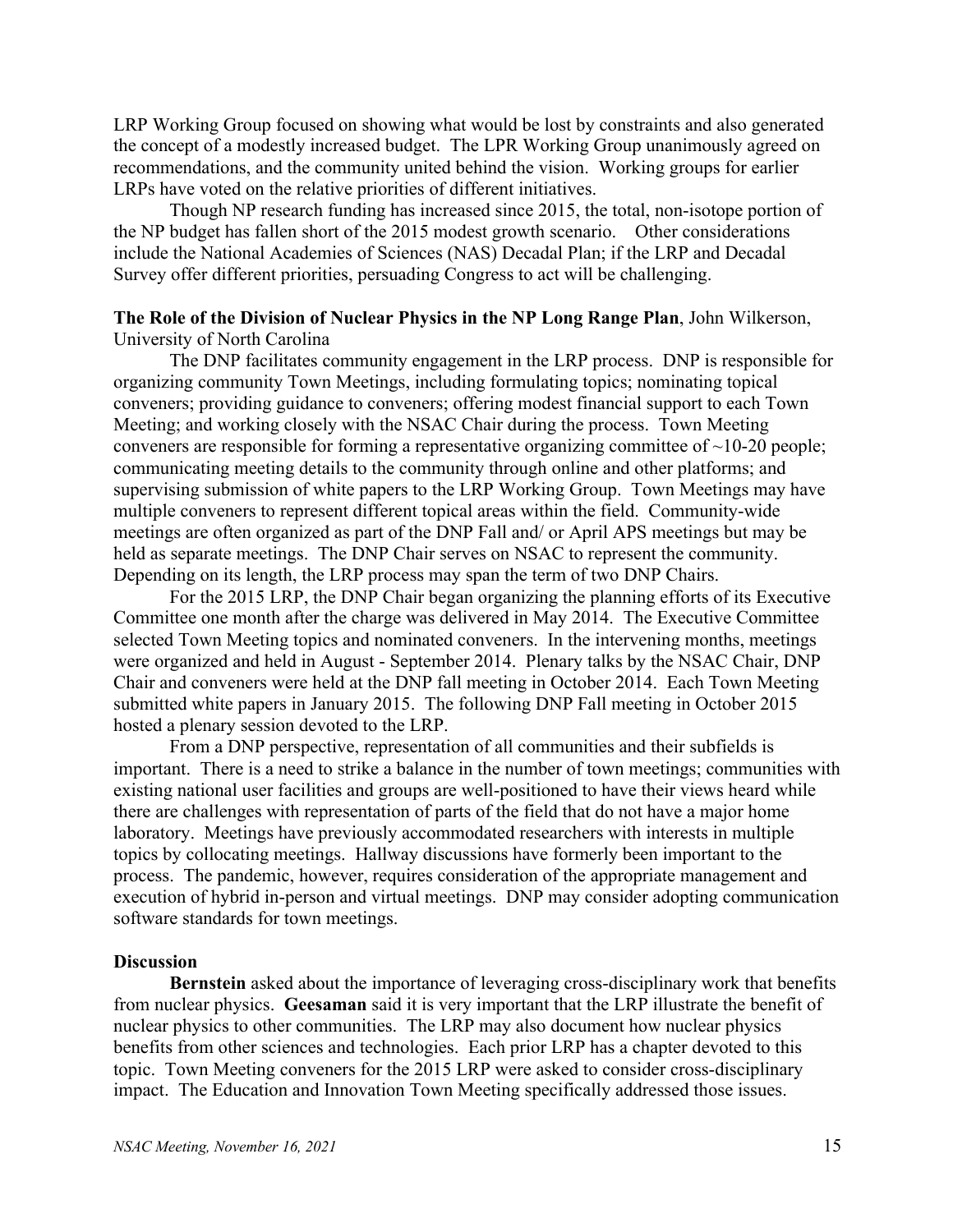LRP Working Group focused on showing what would be lost by constraints and also generated the concept of a modestly increased budget. The LPR Working Group unanimously agreed on recommendations, and the community united behind the vision. Working groups for earlier LRPs have voted on the relative priorities of different initiatives.

Though NP research funding has increased since 2015, the total, non-isotope portion of the NP budget has fallen short of the 2015 modest growth scenario. Other considerations include the National Academies of Sciences (NAS) Decadal Plan; if the LRP and Decadal Survey offer different priorities, persuading Congress to act will be challenging.

**The Role of the Division of Nuclear Physics in the NP Long Range Plan**, John Wilkerson, University of North Carolina

The DNP facilitates community engagement in the LRP process. DNP is responsible for organizing community Town Meetings, including formulating topics; nominating topical conveners; providing guidance to conveners; offering modest financial support to each Town Meeting; and working closely with the NSAC Chair during the process. Town Meeting conveners are responsible for forming a representative organizing committee of ~10-20 people; communicating meeting details to the community through online and other platforms; and supervising submission of white papers to the LRP Working Group. Town Meetings may have multiple conveners to represent different topical areas within the field. Community-wide meetings are often organized as part of the DNP Fall and/ or April APS meetings but may be held as separate meetings. The DNP Chair serves on NSAC to represent the community. Depending on its length, the LRP process may span the term of two DNP Chairs.

For the 2015 LRP, the DNP Chair began organizing the planning efforts of its Executive Committee one month after the charge was delivered in May 2014. The Executive Committee selected Town Meeting topics and nominated conveners. In the intervening months, meetings were organized and held in August - September 2014. Plenary talks by the NSAC Chair, DNP Chair and conveners were held at the DNP fall meeting in October 2014. Each Town Meeting submitted white papers in January 2015. The following DNP Fall meeting in October 2015 hosted a plenary session devoted to the LRP.

From a DNP perspective, representation of all communities and their subfields is important. There is a need to strike a balance in the number of town meetings; communities with existing national user facilities and groups are well-positioned to have their views heard while there are challenges with representation of parts of the field that do not have a major home laboratory. Meetings have previously accommodated researchers with interests in multiple topics by collocating meetings. Hallway discussions have formerly been important to the process. The pandemic, however, requires consideration of the appropriate management and execution of hybrid in-person and virtual meetings. DNP may consider adopting communication software standards for town meetings.

**Discussion**

**Bernstein** asked about the importance of leveraging cross-disciplinary work that benefits from nuclear physics. **Geesaman** said it is very important that the LRP illustrate the benefit of nuclear physics to other communities. The LRP may also document how nuclear physics benefits from other sciences and technologies. Each prior LRP has a chapter devoted to this topic. Town Meeting conveners for the 2015 LRP were asked to consider cross-disciplinary impact. The Education and Innovation Town Meeting specifically addressed those issues.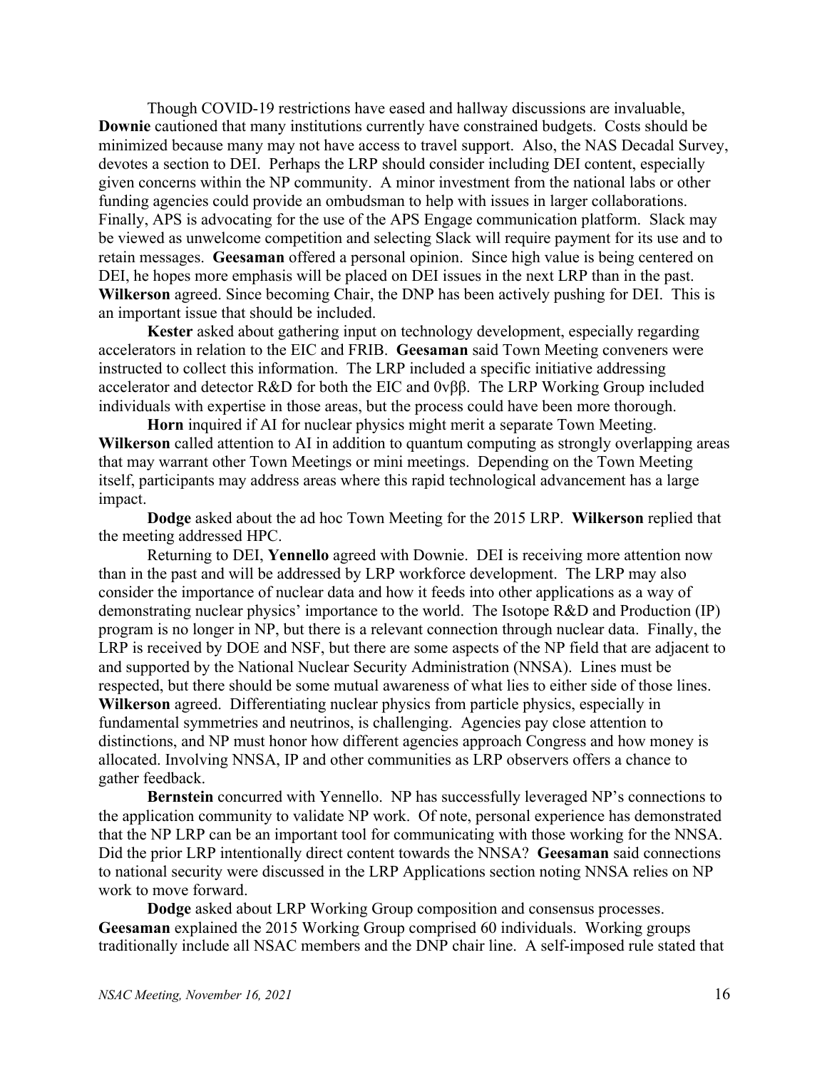Though COVID-19 restrictions have eased and hallway discussions are invaluable, **Downie** cautioned that many institutions currently have constrained budgets. Costs should be minimized because many may not have access to travel support. Also, the NAS Decadal Survey, devotes a section to DEI. Perhaps the LRP should consider including DEI content, especially given concerns within the NP community. A minor investment from the national labs or other funding agencies could provide an ombudsman to help with issues in larger collaborations. Finally, APS is advocating for the use of the APS Engage communication platform. Slack may be viewed as unwelcome competition and selecting Slack will require payment for its use and to retain messages. **Geesaman** offered a personal opinion. Since high value is being centered on DEI, he hopes more emphasis will be placed on DEI issues in the next LRP than in the past. **Wilkerson** agreed. Since becoming Chair, the DNP has been actively pushing for DEI. This is an important issue that should be included.

**Kester** asked about gathering input on technology development, especially regarding accelerators in relation to the EIC and FRIB. **Geesaman** said Town Meeting conveners were instructed to collect this information. The LRP included a specific initiative addressing accelerator and detector R&D for both the EIC and 0νββ. The LRP Working Group included individuals with expertise in those areas, but the process could have been more thorough.

**Horn** inquired if AI for nuclear physics might merit a separate Town Meeting. **Wilkerson** called attention to AI in addition to quantum computing as strongly overlapping areas that may warrant other Town Meetings or mini meetings. Depending on the Town Meeting itself, participants may address areas where this rapid technological advancement has a large impact.

**Dodge** asked about the ad hoc Town Meeting for the 2015 LRP. **Wilkerson** replied that the meeting addressed HPC.

Returning to DEI, **Yennello** agreed with Downie. DEI is receiving more attention now than in the past and will be addressed by LRP workforce development. The LRP may also consider the importance of nuclear data and how it feeds into other applications as a way of demonstrating nuclear physics' importance to the world. The Isotope R&D and Production (IP) program is no longer in NP, but there is a relevant connection through nuclear data. Finally, the LRP is received by DOE and NSF, but there are some aspects of the NP field that are adjacent to and supported by the National Nuclear Security Administration (NNSA). Lines must be respected, but there should be some mutual awareness of what lies to either side of those lines. **Wilkerson** agreed. Differentiating nuclear physics from particle physics, especially in fundamental symmetries and neutrinos, is challenging. Agencies pay close attention to distinctions, and NP must honor how different agencies approach Congress and how money is allocated. Involving NNSA, IP and other communities as LRP observers offers a chance to gather feedback.

**Bernstein** concurred with Yennello. NP has successfully leveraged NP's connections to the application community to validate NP work. Of note, personal experience has demonstrated that the NP LRP can be an important tool for communicating with those working for the NNSA. Did the prior LRP intentionally direct content towards the NNSA? **Geesaman** said connections to national security were discussed in the LRP Applications section noting NNSA relies on NP work to move forward.

**Dodge** asked about LRP Working Group composition and consensus processes. **Geesaman** explained the 2015 Working Group comprised 60 individuals. Working groups traditionally include all NSAC members and the DNP chair line. A self-imposed rule stated that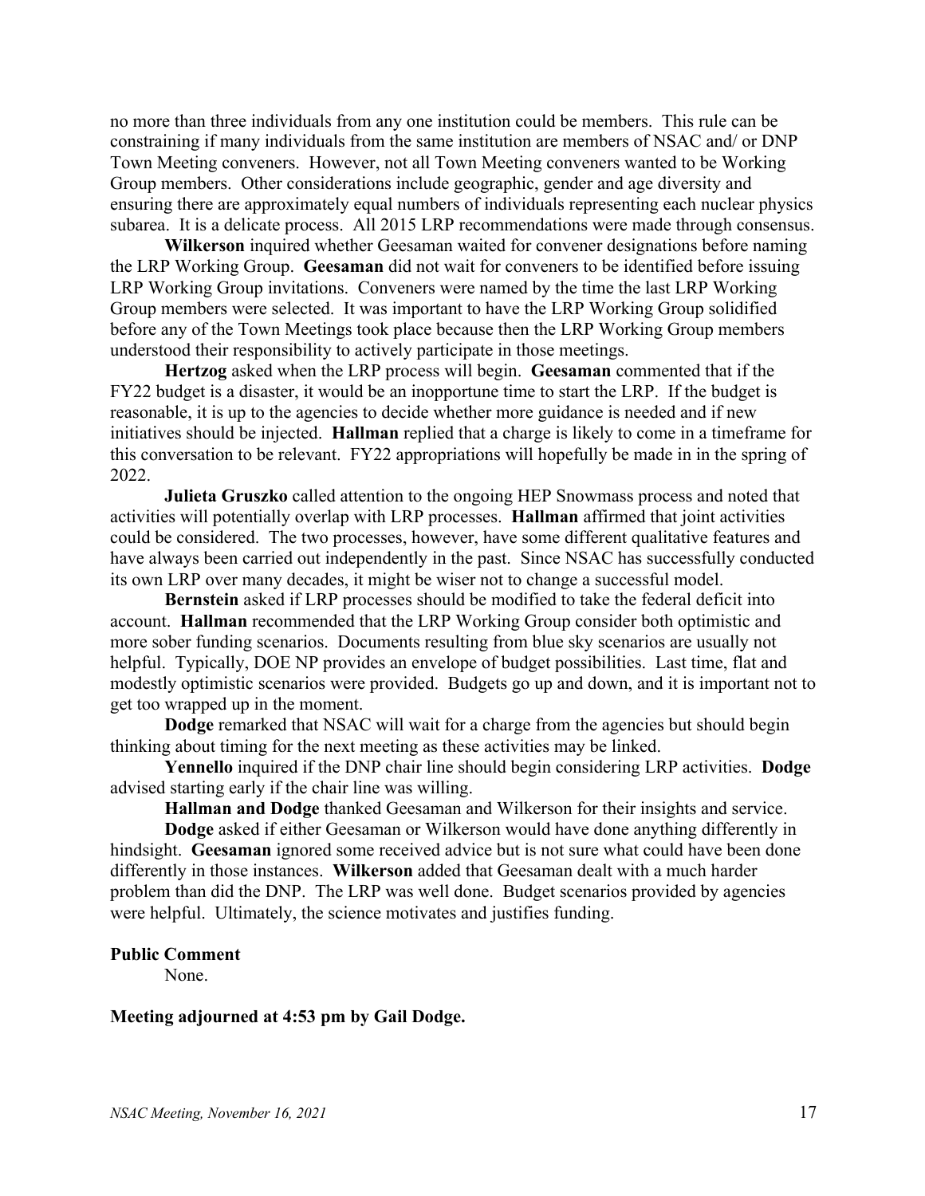no more than three individuals from any one institution could be members. This rule can be constraining if many individuals from the same institution are members of NSAC and/ or DNP Town Meeting conveners. However, not all Town Meeting conveners wanted to be Working Group members. Other considerations include geographic, gender and age diversity and ensuring there are approximately equal numbers of individuals representing each nuclear physics subarea. It is a delicate process. All 2015 LRP recommendations were made through consensus.

**Wilkerson** inquired whether Geesaman waited for convener designations before naming the LRP Working Group. **Geesaman** did not wait for conveners to be identified before issuing LRP Working Group invitations. Conveners were named by the time the last LRP Working Group members were selected. It was important to have the LRP Working Group solidified before any of the Town Meetings took place because then the LRP Working Group members understood their responsibility to actively participate in those meetings.

**Hertzog** asked when the LRP process will begin. **Geesaman** commented that if the FY22 budget is a disaster, it would be an inopportune time to start the LRP. If the budget is reasonable, it is up to the agencies to decide whether more guidance is needed and if new initiatives should be injected. **Hallman** replied that a charge is likely to come in a timeframe for this conversation to be relevant. FY22 appropriations will hopefully be made in in the spring of 2022.

**Julieta Gruszko** called attention to the ongoing HEP Snowmass process and noted that activities will potentially overlap with LRP processes. **Hallman** affirmed that joint activities could be considered. The two processes, however, have some different qualitative features and have always been carried out independently in the past. Since NSAC has successfully conducted its own LRP over many decades, it might be wiser not to change a successful model.

**Bernstein** asked if LRP processes should be modified to take the federal deficit into account. **Hallman** recommended that the LRP Working Group consider both optimistic and more sober funding scenarios. Documents resulting from blue sky scenarios are usually not helpful. Typically, DOE NP provides an envelope of budget possibilities. Last time, flat and modestly optimistic scenarios were provided. Budgets go up and down, and it is important not to get too wrapped up in the moment.

**Dodge** remarked that NSAC will wait for a charge from the agencies but should begin thinking about timing for the next meeting as these activities may be linked.

**Yennello** inquired if the DNP chair line should begin considering LRP activities. **Dodge** advised starting early if the chair line was willing.

**Hallman and Dodge** thanked Geesaman and Wilkerson for their insights and service.

**Dodge** asked if either Geesaman or Wilkerson would have done anything differently in hindsight. **Geesaman** ignored some received advice but is not sure what could have been done differently in those instances. **Wilkerson** added that Geesaman dealt with a much harder problem than did the DNP. The LRP was well done. Budget scenarios provided by agencies were helpful. Ultimately, the science motivates and justifies funding.

**Public Comment**

None.

**Meeting adjourned at 4:53 pm by Gail Dodge.**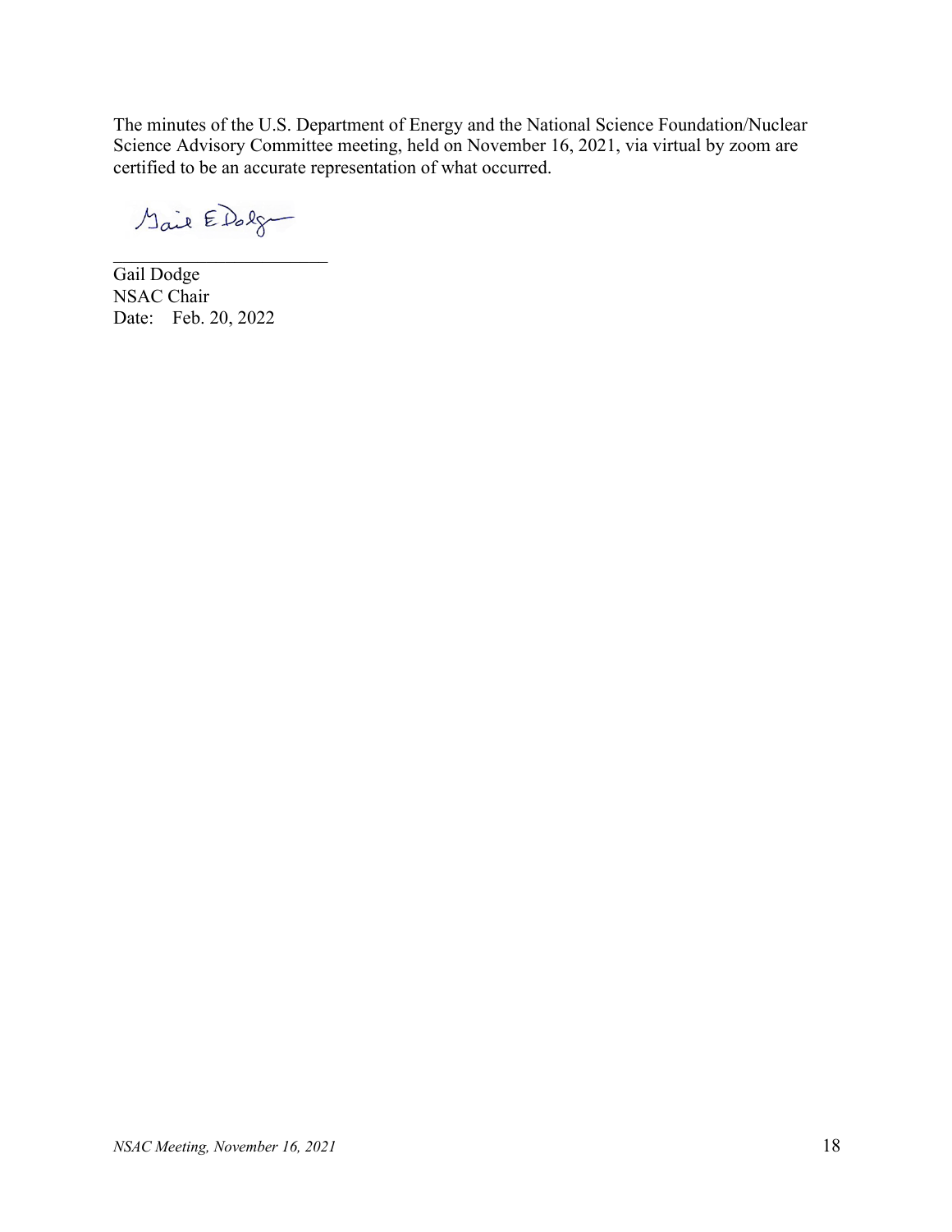The minutes of the U.S. Department of Energy and the National Science Foundation/Nuclear Science Advisory Committee meeting, held on November 16, 2021, via virtual by zoom are certified to be an accurate representation of what occurred.

\_\_\_\_\_\_\_\_\_\_\_\_\_\_\_\_\_\_\_\_\_\_\_\_

Gail Dodge
NSAC Chair
Date: Feb. 20, 2022